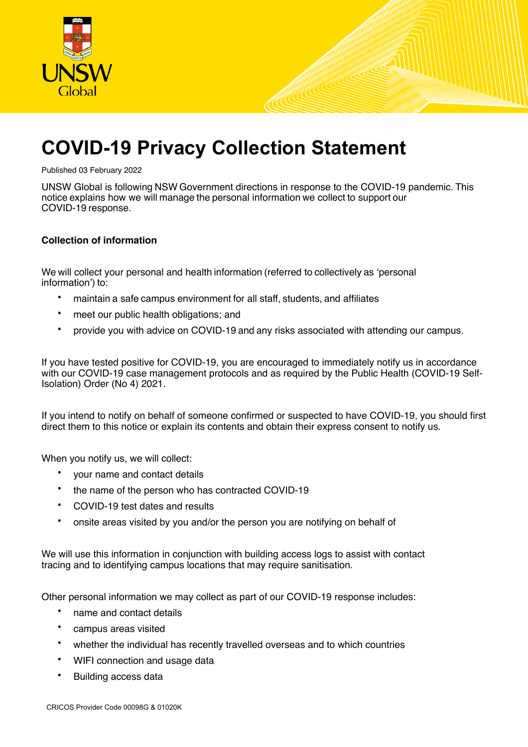UNSW Global

# COVID-19 Privacy Collection Statement

Published 03 February 2022

UNSW Global is following NSW Government directions in response to the COVID-19 pandemic. This notice explains how we will manage the personal information we collect to support our COVID-19 response.

### Collection of information

We will collect your personal and health information (referred to collectively as 'personal information') to:

- maintain a safe campus environment for all staff, students, and affiliates
- meet our public health obligations; and
- provide you with advice on COVID-19 and any risks associated with attending our campus.

If you have tested positive for COVID-19, you are encouraged to immediately notify us in accordance with our COVID-19 case management protocols and as required by the Public Health (COVID-19 Self-Isolation) Order (No 4) 2021.

If you intend to notify on behalf of someone confirmed or suspected to have COVID-19, you should first direct them to this notice or explain its contents and obtain their express consent to notify us.

When you notify us, we will collect:

- your name and contact details
- the name of the person who has contracted COVID-19
- COVID-19 test dates and results
- onsite areas visited by you and/or the person you are notifying on behalf of

We will use this information in conjunction with building access logs to assist with contact tracing and to identifying campus locations that may require sanitisation.

Other personal information we may collect as part of our COVID-19 response includes:

- name and contact details
- campus areas visited
- whether the individual has recently travelled overseas and to which countries
- WIFI connection and usage data
- Building access data

CRICOS Provider Code 00098G & 01020K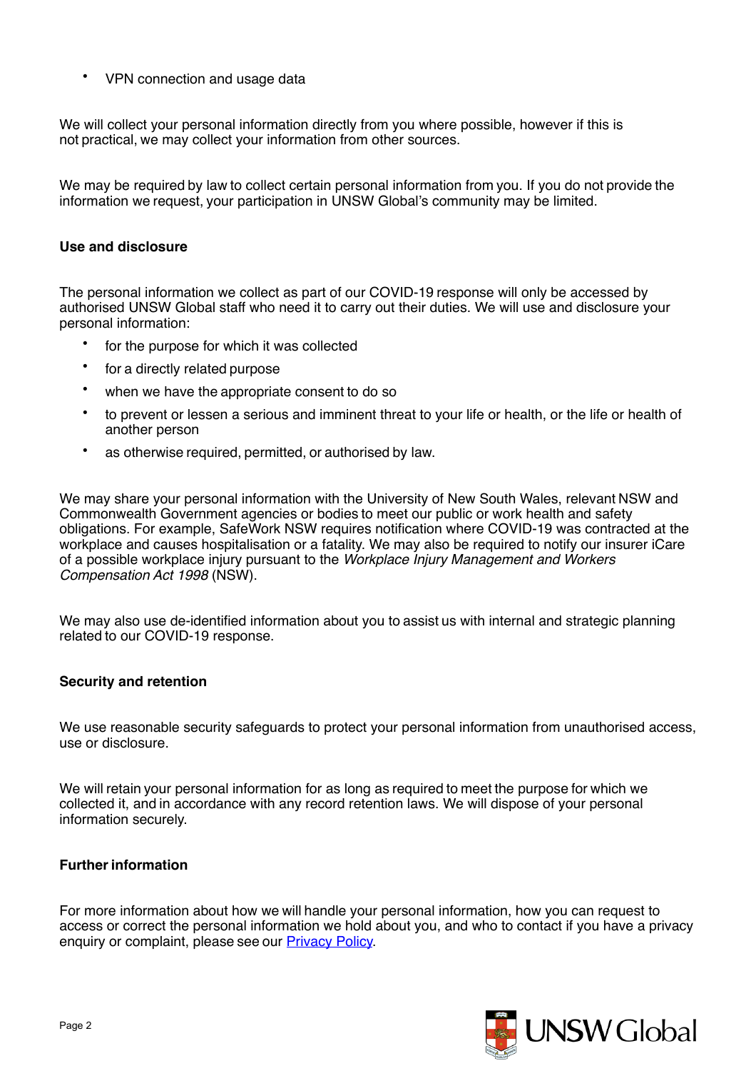- VPN connection and usage data

We will collect your personal information directly from you where possible, however if this is not practical, we may collect your information from other sources.

We may be required by law to collect certain personal information from you. If you do not provide the information we request, your participation in UNSW Global's community may be limited.

**Use and disclosure**

The personal information we collect as part of our COVID-19 response will only be accessed by authorised UNSW Global staff who need it to carry out their duties. We will use and disclosure your personal information:

- for the purpose for which it was collected
- for a directly related purpose
- when we have the appropriate consent to do so
- to prevent or lessen a serious and imminent threat to your life or health, or the life or health of another person
- as otherwise required, permitted, or authorised by law.

We may share your personal information with the University of New South Wales, relevant NSW and Commonwealth Government agencies or bodies to meet our public or work health and safety obligations. For example, SafeWork NSW requires notification where COVID-19 was contracted at the workplace and causes hospitalisation or a fatality. We may also be required to notify our insurer iCare of a possible workplace injury pursuant to the *Workplace Injury Management and Workers Compensation Act 1998* (NSW).

We may also use de-identified information about you to assist us with internal and strategic planning related to our COVID-19 response.

**Security and retention**

We use reasonable security safeguards to protect your personal information from unauthorised access, use or disclosure.

We will retain your personal information for as long as required to meet the purpose for which we collected it, and in accordance with any record retention laws. We will dispose of your personal information securely.

**Further information**

For more information about how we will handle your personal information, how you can request to access or correct the personal information we hold about you, and who to contact if you have a privacy enquiry or complaint, please see our Privacy Policy.